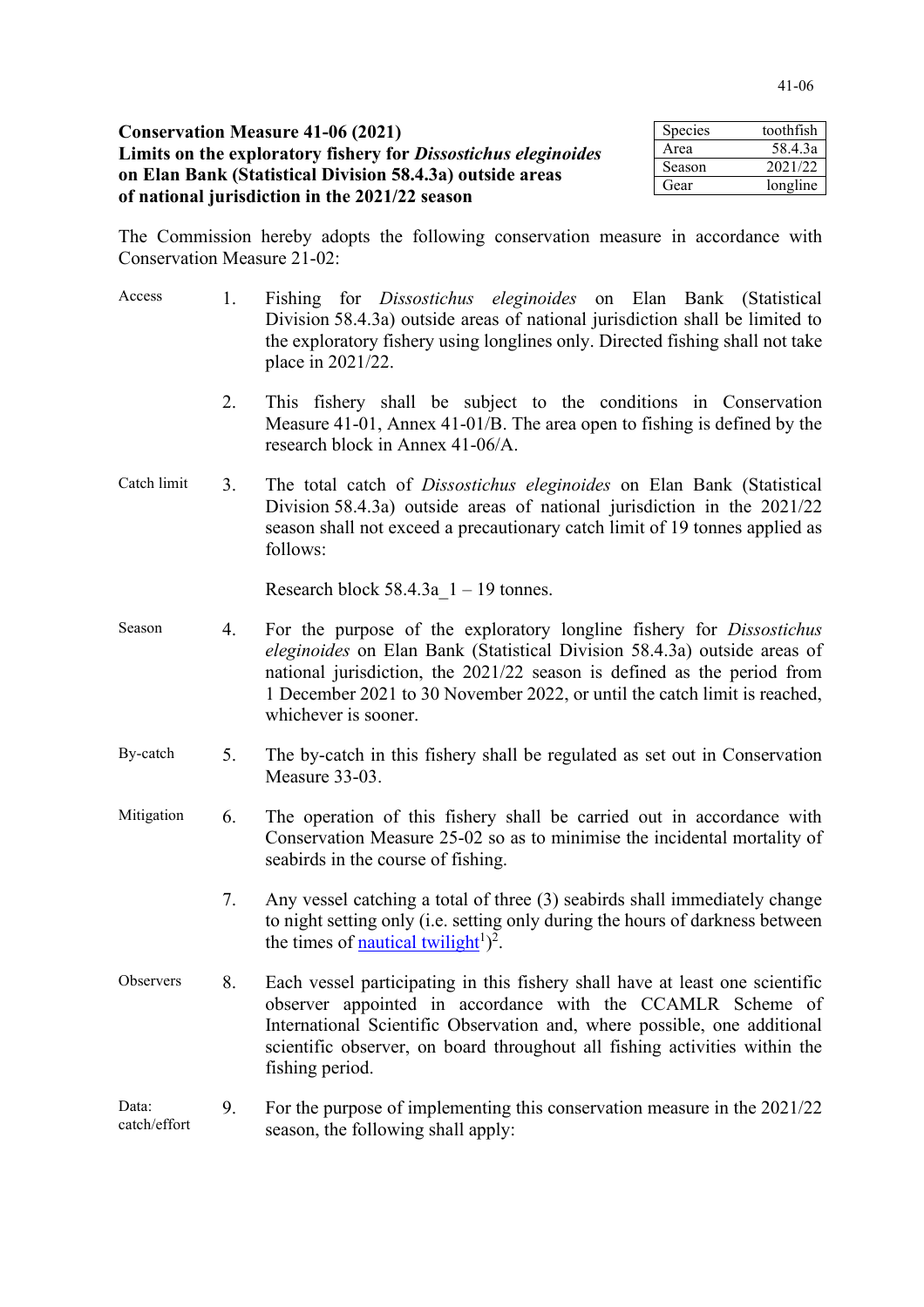**Conservation Measure 41-06 (2021)**
**Limits on the exploratory fishery for *Dissostichus eleginoides* on Elan Bank (Statistical Division 58.4.3a) outside areas of national jurisdiction in the 2021/22 season**

| Species | toothfish |
|---|---|
| Area | 58.4.3a |
| Season | 2021/22 |
| Gear | longline |

The Commission hereby adopts the following conservation measure in accordance with Conservation Measure 21-02:

Access

1. Fishing for *Dissostichus eleginoides* on Elan Bank (Statistical Division 58.4.3a) outside areas of national jurisdiction shall be limited to the exploratory fishery using longlines only. Directed fishing shall not take place in 2021/22.

2. This fishery shall be subject to the conditions in Conservation Measure 41-01, Annex 41-01/B. The area open to fishing is defined by the research block in Annex 41-06/A.

Catch limit

3. The total catch of *Dissostichus eleginoides* on Elan Bank (Statistical Division 58.4.3a) outside areas of national jurisdiction in the 2021/22 season shall not exceed a precautionary catch limit of 19 tonnes applied as follows:

   Research block 58.4.3a_1 – 19 tonnes.

Season

4. For the purpose of the exploratory longline fishery for *Dissostichus eleginoides* on Elan Bank (Statistical Division 58.4.3a) outside areas of national jurisdiction, the 2021/22 season is defined as the period from 1 December 2021 to 30 November 2022, or until the catch limit is reached, whichever is sooner.

By-catch

5. The by-catch in this fishery shall be regulated as set out in Conservation Measure 33-03.

Mitigation

6. The operation of this fishery shall be carried out in accordance with Conservation Measure 25-02 so as to minimise the incidental mortality of seabirds in the course of fishing.

7. Any vessel catching a total of three (3) seabirds shall immediately change to night setting only (i.e. setting only during the hours of darkness between the times of nautical twilight[1])[2].

Observers

8. Each vessel participating in this fishery shall have at least one scientific observer appointed in accordance with the CCAMLR Scheme of International Scientific Observation and, where possible, one additional scientific observer, on board throughout all fishing activities within the fishing period.

Data: catch/effort

9. For the purpose of implementing this conservation measure in the 2021/22 season, the following shall apply: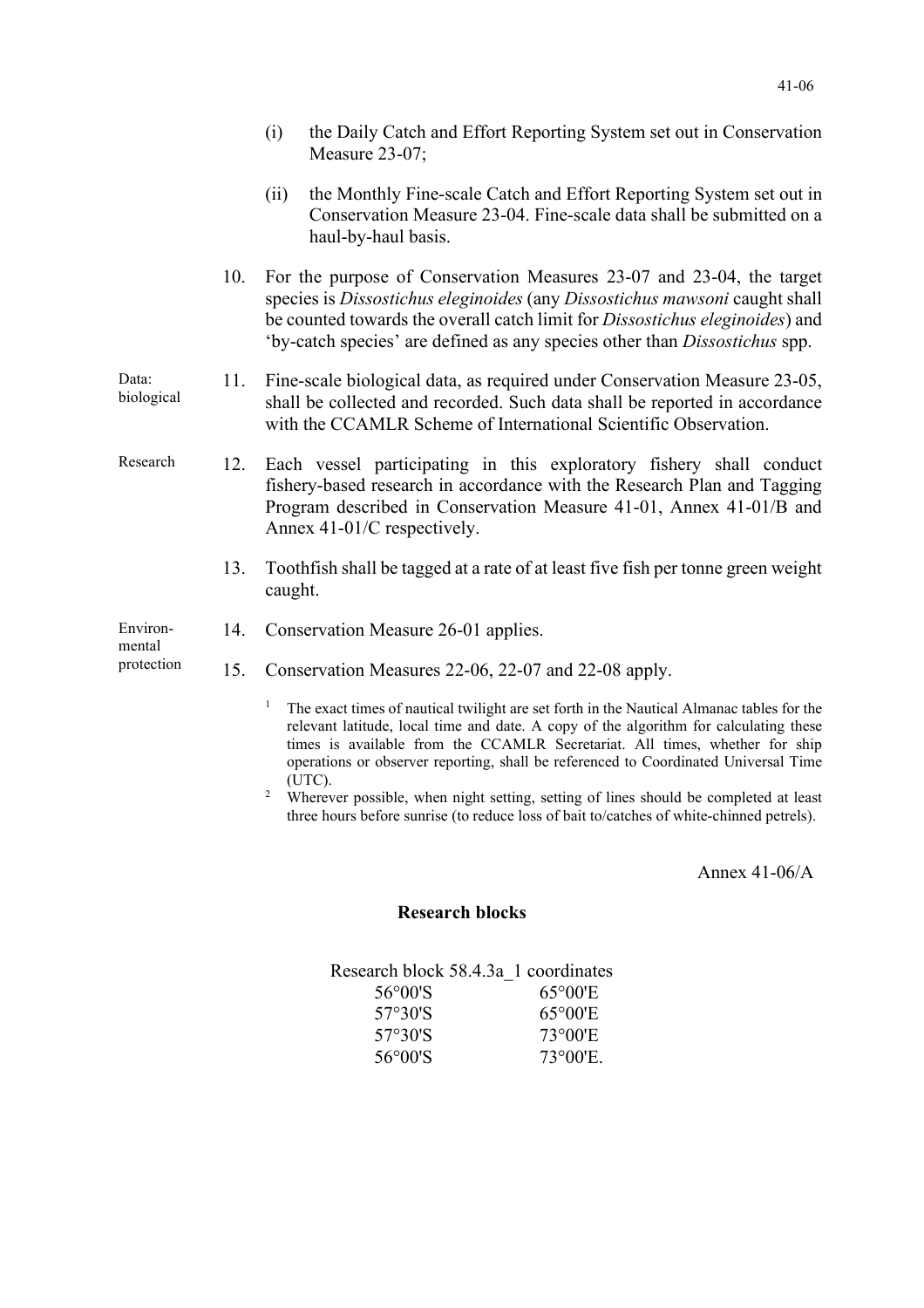(i) the Daily Catch and Effort Reporting System set out in Conservation Measure 23-07;

(ii) the Monthly Fine-scale Catch and Effort Reporting System set out in Conservation Measure 23-04. Fine-scale data shall be submitted on a haul-by-haul basis.

10. For the purpose of Conservation Measures 23-07 and 23-04, the target species is *Dissostichus eleginoides* (any *Dissostichus mawsoni* caught shall be counted towards the overall catch limit for *Dissostichus eleginoides*) and 'by-catch species' are defined as any species other than *Dissostichus* spp.

Data: biological

11. Fine-scale biological data, as required under Conservation Measure 23-05, shall be collected and recorded. Such data shall be reported in accordance with the CCAMLR Scheme of International Scientific Observation.

Research

12. Each vessel participating in this exploratory fishery shall conduct fishery-based research in accordance with the Research Plan and Tagging Program described in Conservation Measure 41-01, Annex 41-01/B and Annex 41-01/C respectively.

13. Toothfish shall be tagged at a rate of at least five fish per tonne green weight caught.

Environmental protection

14. Conservation Measure 26-01 applies.

15. Conservation Measures 22-06, 22-07 and 22-08 apply.

[1] The exact times of nautical twilight are set forth in the Nautical Almanac tables for the relevant latitude, local time and date. A copy of the algorithm for calculating these times is available from the CCAMLR Secretariat. All times, whether for ship operations or observer reporting, shall be referenced to Coordinated Universal Time (UTC).

[2] Wherever possible, when night setting, setting of lines should be completed at least three hours before sunrise (to reduce loss of bait to/catches of white-chinned petrels).

Annex 41-06/A

**Research blocks**

Research block 58.4.3a_1 coordinates

| | |
|---|---|
| 56°00'S | 65°00'E |
| 57°30'S | 65°00'E |
| 57°30'S | 73°00'E |
| 56°00'S | 73°00'E. |